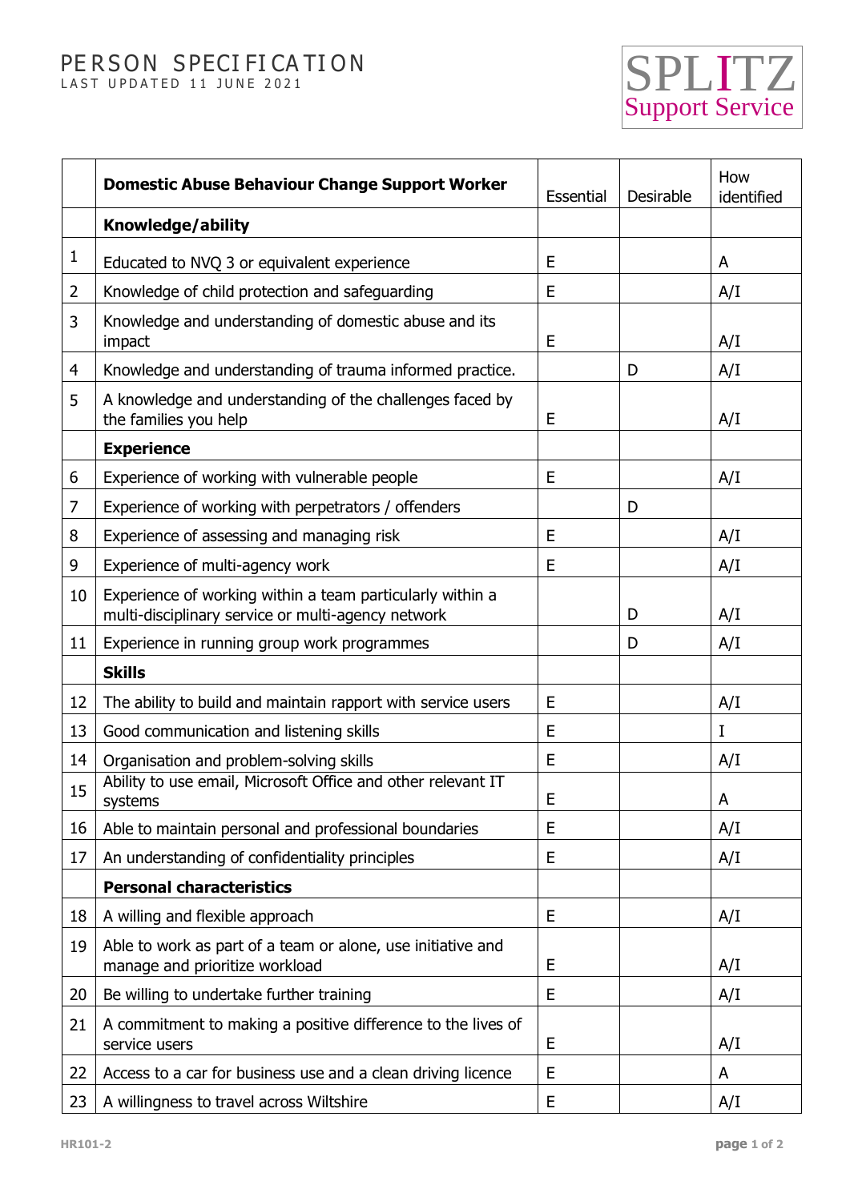# PERSON SPECIFICATION

LAST UPDATED 11 JUNE 2021

SPLITZ
Support Service

| | **Domestic Abuse Behaviour Change Support Worker** | Essential | Desirable | How identified |
|---|---|---|---|---|
| | **Knowledge/ability** | | | |
| 1 | Educated to NVQ 3 or equivalent experience | E | | A |
| 2 | Knowledge of child protection and safeguarding | E | | A/I |
| 3 | Knowledge and understanding of domestic abuse and its impact | E | | A/I |
| 4 | Knowledge and understanding of trauma informed practice. | | D | A/I |
| 5 | A knowledge and understanding of the challenges faced by the families you help | E | | A/I |
| | **Experience** | | | |
| 6 | Experience of working with vulnerable people | E | | A/I |
| 7 | Experience of working with perpetrators / offenders | | D | |
| 8 | Experience of assessing and managing risk | E | | A/I |
| 9 | Experience of multi-agency work | E | | A/I |
| 10 | Experience of working within a team particularly within a multi-disciplinary service or multi-agency network | | D | A/I |
| 11 | Experience in running group work programmes | | D | A/I |
| | **Skills** | | | |
| 12 | The ability to build and maintain rapport with service users | E | | A/I |
| 13 | Good communication and listening skills | E | | I |
| 14 | Organisation and problem-solving skills | E | | A/I |
| 15 | Ability to use email, Microsoft Office and other relevant IT systems | E | | A |
| 16 | Able to maintain personal and professional boundaries | E | | A/I |
| 17 | An understanding of confidentiality principles | E | | A/I |
| | **Personal characteristics** | | | |
| 18 | A willing and flexible approach | E | | A/I |
| 19 | Able to work as part of a team or alone, use initiative and manage and prioritize workload | E | | A/I |
| 20 | Be willing to undertake further training | E | | A/I |
| 21 | A commitment to making a positive difference to the lives of service users | E | | A/I |
| 22 | Access to a car for business use and a clean driving licence | E | | A |
| 23 | A willingness to travel across Wiltshire | E | | A/I |

HR101-2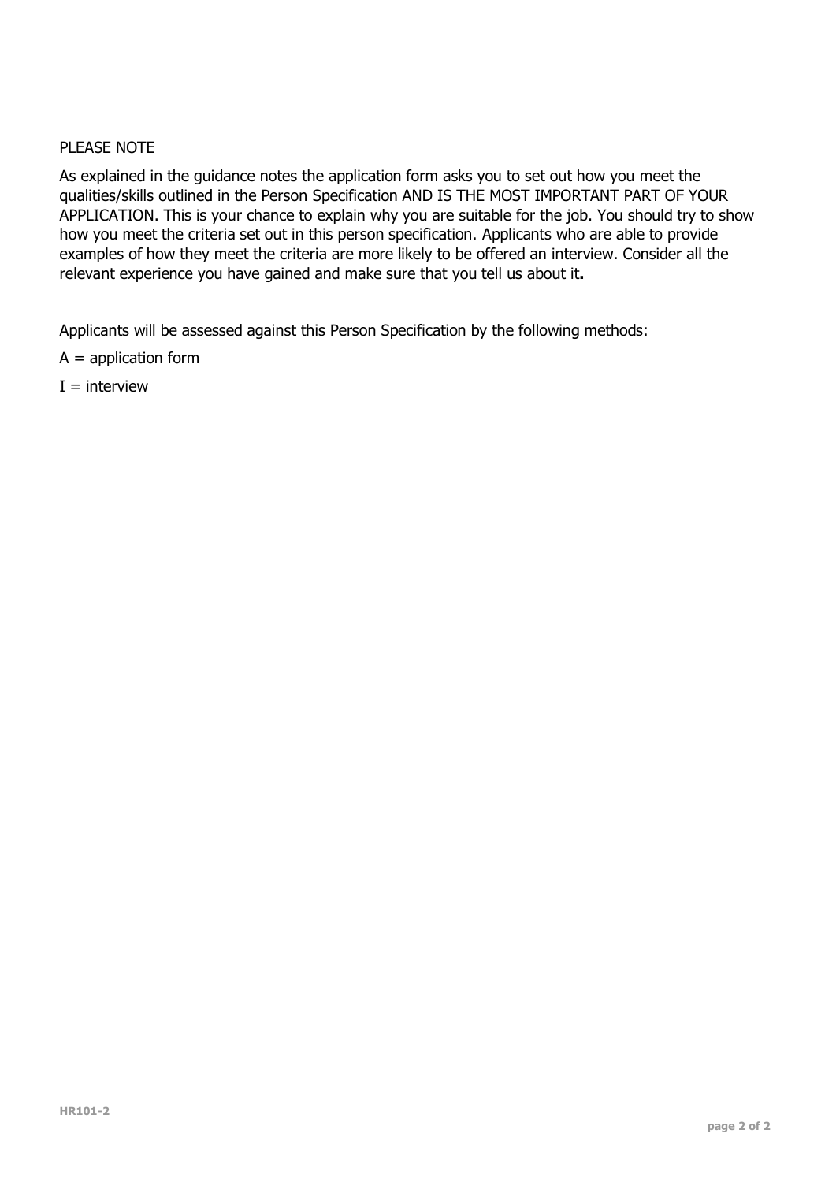PLEASE NOTE

As explained in the guidance notes the application form asks you to set out how you meet the qualities/skills outlined in the Person Specification AND IS THE MOST IMPORTANT PART OF YOUR APPLICATION. This is your chance to explain why you are suitable for the job. You should try to show how you meet the criteria set out in this person specification. Applicants who are able to provide examples of how they meet the criteria are more likely to be offered an interview. Consider all the relevant experience you have gained and make sure that you tell us about it**.**

Applicants will be assessed against this Person Specification by the following methods:

A = application form

I = interview

**HR101-2**